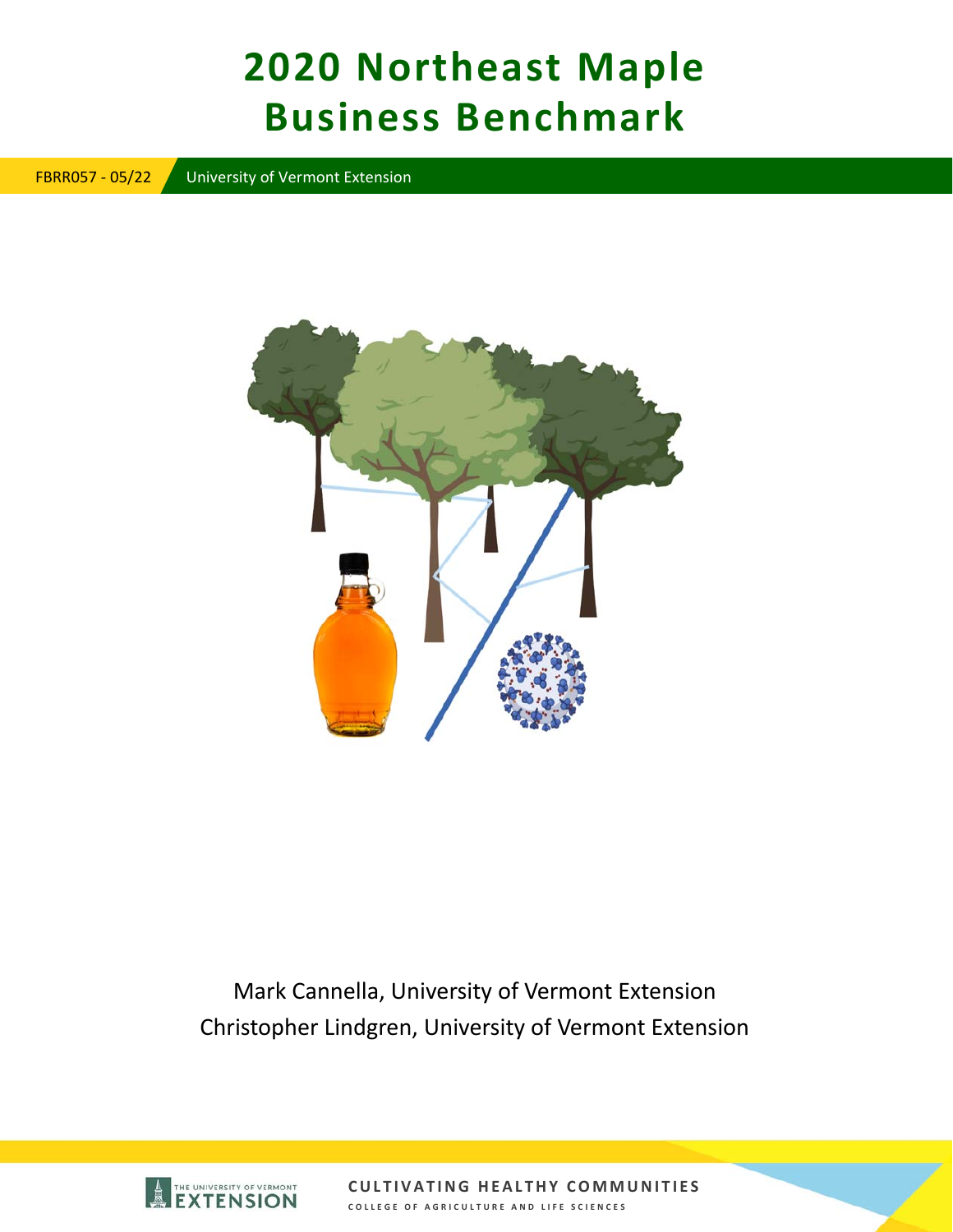# 2020 Northeast Maple Business Benchmark

FBRR057 - 05/22 University of Vermont Extension

Mark Cannella, University of Vermont Extension

Christopher Lindgren, University of Vermont Extension

CULTIVATING HEALTHY COMMUNITIES

COLLEGE OF AGRICULTURE AND LIFE SCIENCES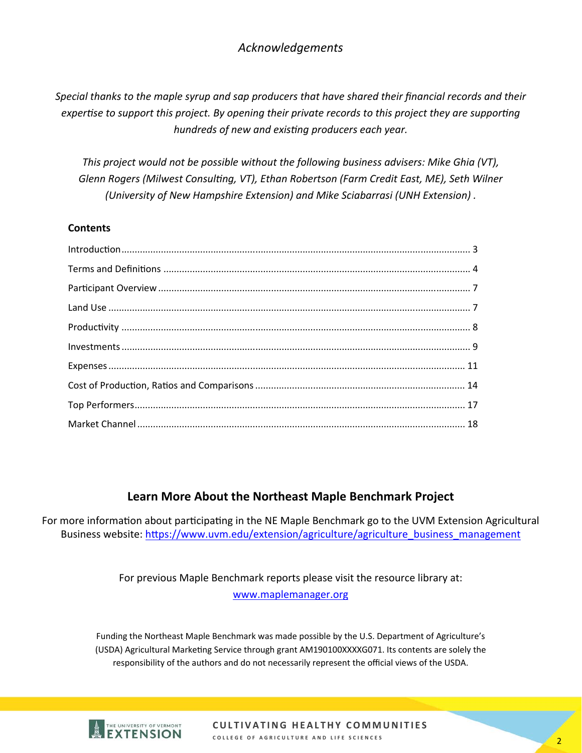## *Acknowledgements*

*Special thanks to the maple syrup and sap producers that have shared their financial records and their expertise to support this project. By opening their private records to this project they are supporting hundreds of new and existing producers each year.*

*This project would not be possible without the following business advisers: Mike Ghia (VT), Glenn Rogers (Milwest Consulting, VT), Ethan Robertson (Farm Credit East, ME), Seth Wilner (University of New Hampshire Extension) and Mike Sciabarrasi (UNH Extension) .*

**Contents**

- Introduction .... 3
- Terms and Definitions .... 4
- Participant Overview .... 7
- Land Use .... 7
- Productivity .... 8
- Investments .... 9
- Expenses .... 11
- Cost of Production, Ratios and Comparisons .... 14
- Top Performers .... 17
- Market Channel .... 18

## Learn More About the Northeast Maple Benchmark Project

For more information about participating in the NE Maple Benchmark go to the UVM Extension Agricultural Business website: https://www.uvm.edu/extension/agriculture/agriculture_business_management

For previous Maple Benchmark reports please visit the resource library at: www.maplemanager.org

Funding the Northeast Maple Benchmark was made possible by the U.S. Department of Agriculture's (USDA) Agricultural Marketing Service through grant AM190100XXXXG071. Its contents are solely the responsibility of the authors and do not necessarily represent the official views of the USDA.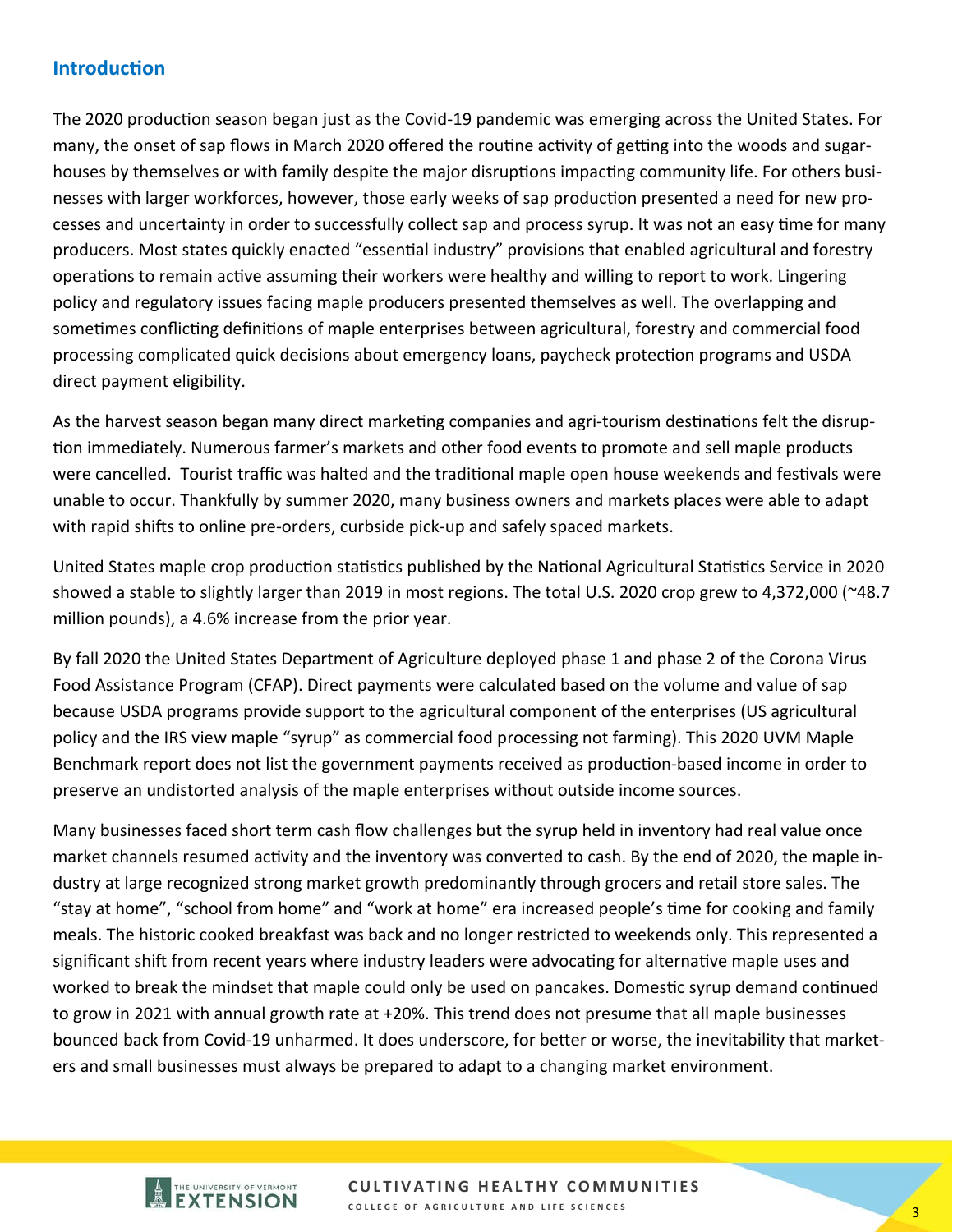## Introduction

The 2020 production season began just as the Covid-19 pandemic was emerging across the United States. For many, the onset of sap flows in March 2020 offered the routine activity of getting into the woods and sugarhouses by themselves or with family despite the major disruptions impacting community life. For others businesses with larger workforces, however, those early weeks of sap production presented a need for new processes and uncertainty in order to successfully collect sap and process syrup. It was not an easy time for many producers. Most states quickly enacted "essential industry" provisions that enabled agricultural and forestry operations to remain active assuming their workers were healthy and willing to report to work. Lingering policy and regulatory issues facing maple producers presented themselves as well. The overlapping and sometimes conflicting definitions of maple enterprises between agricultural, forestry and commercial food processing complicated quick decisions about emergency loans, paycheck protection programs and USDA direct payment eligibility.

As the harvest season began many direct marketing companies and agri-tourism destinations felt the disruption immediately. Numerous farmer's markets and other food events to promote and sell maple products were cancelled. Tourist traffic was halted and the traditional maple open house weekends and festivals were unable to occur. Thankfully by summer 2020, many business owners and markets places were able to adapt with rapid shifts to online pre-orders, curbside pick-up and safely spaced markets.

United States maple crop production statistics published by the National Agricultural Statistics Service in 2020 showed a stable to slightly larger than 2019 in most regions. The total U.S. 2020 crop grew to 4,372,000 (~48.7 million pounds), a 4.6% increase from the prior year.

By fall 2020 the United States Department of Agriculture deployed phase 1 and phase 2 of the Corona Virus Food Assistance Program (CFAP). Direct payments were calculated based on the volume and value of sap because USDA programs provide support to the agricultural component of the enterprises (US agricultural policy and the IRS view maple "syrup" as commercial food processing not farming). This 2020 UVM Maple Benchmark report does not list the government payments received as production-based income in order to preserve an undistorted analysis of the maple enterprises without outside income sources.

Many businesses faced short term cash flow challenges but the syrup held in inventory had real value once market channels resumed activity and the inventory was converted to cash. By the end of 2020, the maple industry at large recognized strong market growth predominantly through grocers and retail store sales. The "stay at home", "school from home" and "work at home" era increased people's time for cooking and family meals. The historic cooked breakfast was back and no longer restricted to weekends only. This represented a significant shift from recent years where industry leaders were advocating for alternative maple uses and worked to break the mindset that maple could only be used on pancakes. Domestic syrup demand continued to grow in 2021 with annual growth rate at +20%. This trend does not presume that all maple businesses bounced back from Covid-19 unharmed. It does underscore, for better or worse, the inevitability that marketers and small businesses must always be prepared to adapt to a changing market environment.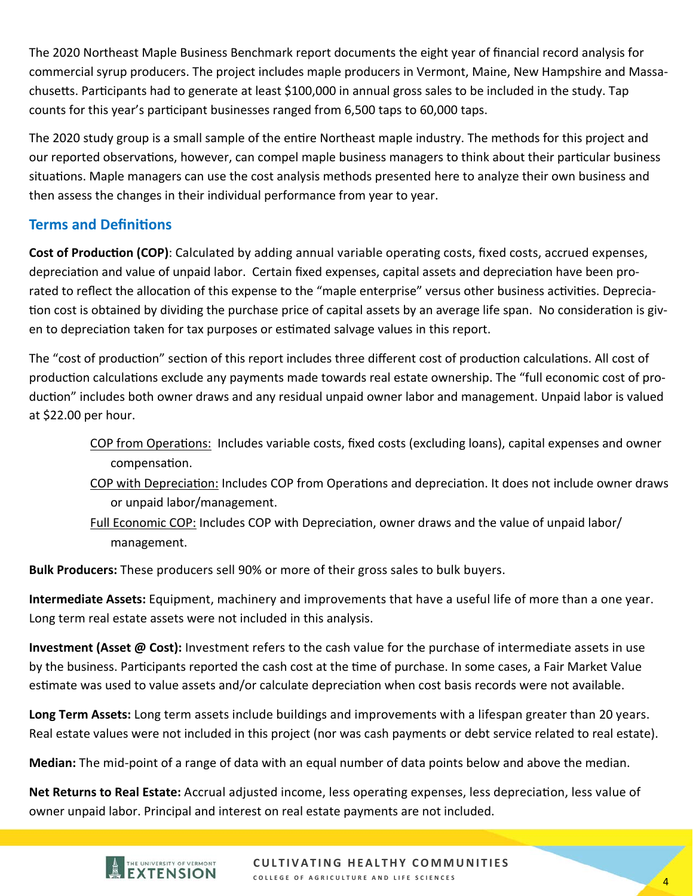The 2020 Northeast Maple Business Benchmark report documents the eight year of financial record analysis for commercial syrup producers. The project includes maple producers in Vermont, Maine, New Hampshire and Massachusetts. Participants had to generate at least $100,000 in annual gross sales to be included in the study. Tap counts for this year's participant businesses ranged from 6,500 taps to 60,000 taps.

The 2020 study group is a small sample of the entire Northeast maple industry. The methods for this project and our reported observations, however, can compel maple business managers to think about their particular business situations. Maple managers can use the cost analysis methods presented here to analyze their own business and then assess the changes in their individual performance from year to year.

## Terms and Definitions

**Cost of Production (COP)**: Calculated by adding annual variable operating costs, fixed costs, accrued expenses, depreciation and value of unpaid labor. Certain fixed expenses, capital assets and depreciation have been pro-rated to reflect the allocation of this expense to the "maple enterprise" versus other business activities. Depreciation cost is obtained by dividing the purchase price of capital assets by an average life span. No consideration is given to depreciation taken for tax purposes or estimated salvage values in this report.

The "cost of production" section of this report includes three different cost of production calculations. All cost of production calculations exclude any payments made towards real estate ownership. The "full economic cost of production" includes both owner draws and any residual unpaid owner labor and management. Unpaid labor is valued at $22.00 per hour.

- COP from Operations: Includes variable costs, fixed costs (excluding loans), capital expenses and owner compensation.
- COP with Depreciation: Includes COP from Operations and depreciation. It does not include owner draws or unpaid labor/management.
- Full Economic COP: Includes COP with Depreciation, owner draws and the value of unpaid labor/management.

**Bulk Producers:** These producers sell 90% or more of their gross sales to bulk buyers.

**Intermediate Assets:** Equipment, machinery and improvements that have a useful life of more than a one year. Long term real estate assets were not included in this analysis.

**Investment (Asset @ Cost):** Investment refers to the cash value for the purchase of intermediate assets in use by the business. Participants reported the cash cost at the time of purchase. In some cases, a Fair Market Value estimate was used to value assets and/or calculate depreciation when cost basis records were not available.

**Long Term Assets:** Long term assets include buildings and improvements with a lifespan greater than 20 years. Real estate values were not included in this project (nor was cash payments or debt service related to real estate).

**Median:** The mid-point of a range of data with an equal number of data points below and above the median.

**Net Returns to Real Estate:** Accrual adjusted income, less operating expenses, less depreciation, less value of owner unpaid labor. Principal and interest on real estate payments are not included.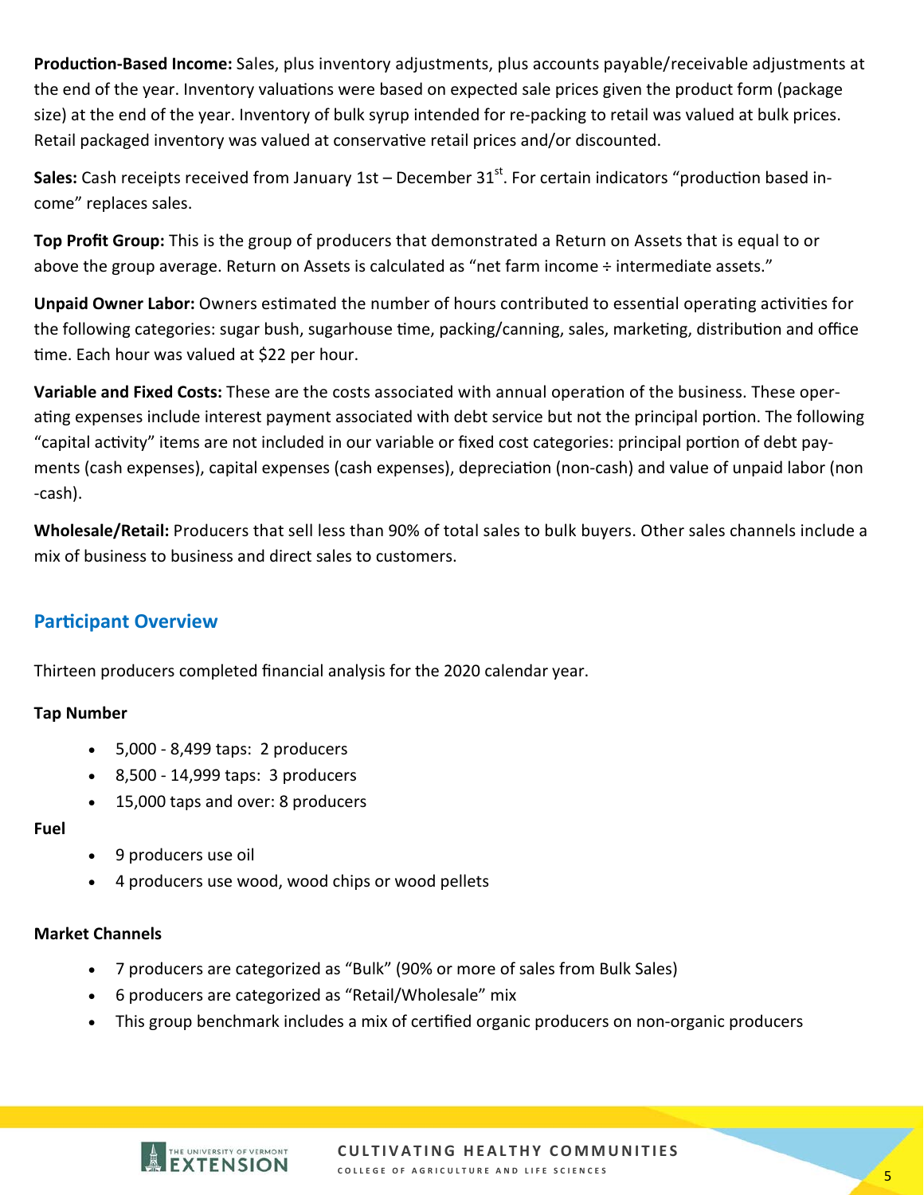**Production-Based Income:** Sales, plus inventory adjustments, plus accounts payable/receivable adjustments at the end of the year. Inventory valuations were based on expected sale prices given the product form (package size) at the end of the year. Inventory of bulk syrup intended for re-packing to retail was valued at bulk prices. Retail packaged inventory was valued at conservative retail prices and/or discounted.

**Sales:** Cash receipts received from January 1st – December 31st. For certain indicators "production based income" replaces sales.

**Top Profit Group:** This is the group of producers that demonstrated a Return on Assets that is equal to or above the group average. Return on Assets is calculated as "net farm income ÷ intermediate assets."

**Unpaid Owner Labor:** Owners estimated the number of hours contributed to essential operating activities for the following categories: sugar bush, sugarhouse time, packing/canning, sales, marketing, distribution and office time. Each hour was valued at $22 per hour.

**Variable and Fixed Costs:** These are the costs associated with annual operation of the business. These operating expenses include interest payment associated with debt service but not the principal portion. The following "capital activity" items are not included in our variable or fixed cost categories: principal portion of debt payments (cash expenses), capital expenses (cash expenses), depreciation (non-cash) and value of unpaid labor (non-cash).

**Wholesale/Retail:** Producers that sell less than 90% of total sales to bulk buyers. Other sales channels include a mix of business to business and direct sales to customers.

## Participant Overview

Thirteen producers completed financial analysis for the 2020 calendar year.

**Tap Number**

- 5,000 - 8,499 taps: 2 producers
- 8,500 - 14,999 taps: 3 producers
- 15,000 taps and over: 8 producers

**Fuel**

- 9 producers use oil
- 4 producers use wood, wood chips or wood pellets

**Market Channels**

- 7 producers are categorized as "Bulk" (90% or more of sales from Bulk Sales)
- 6 producers are categorized as "Retail/Wholesale" mix
- This group benchmark includes a mix of certified organic producers on non-organic producers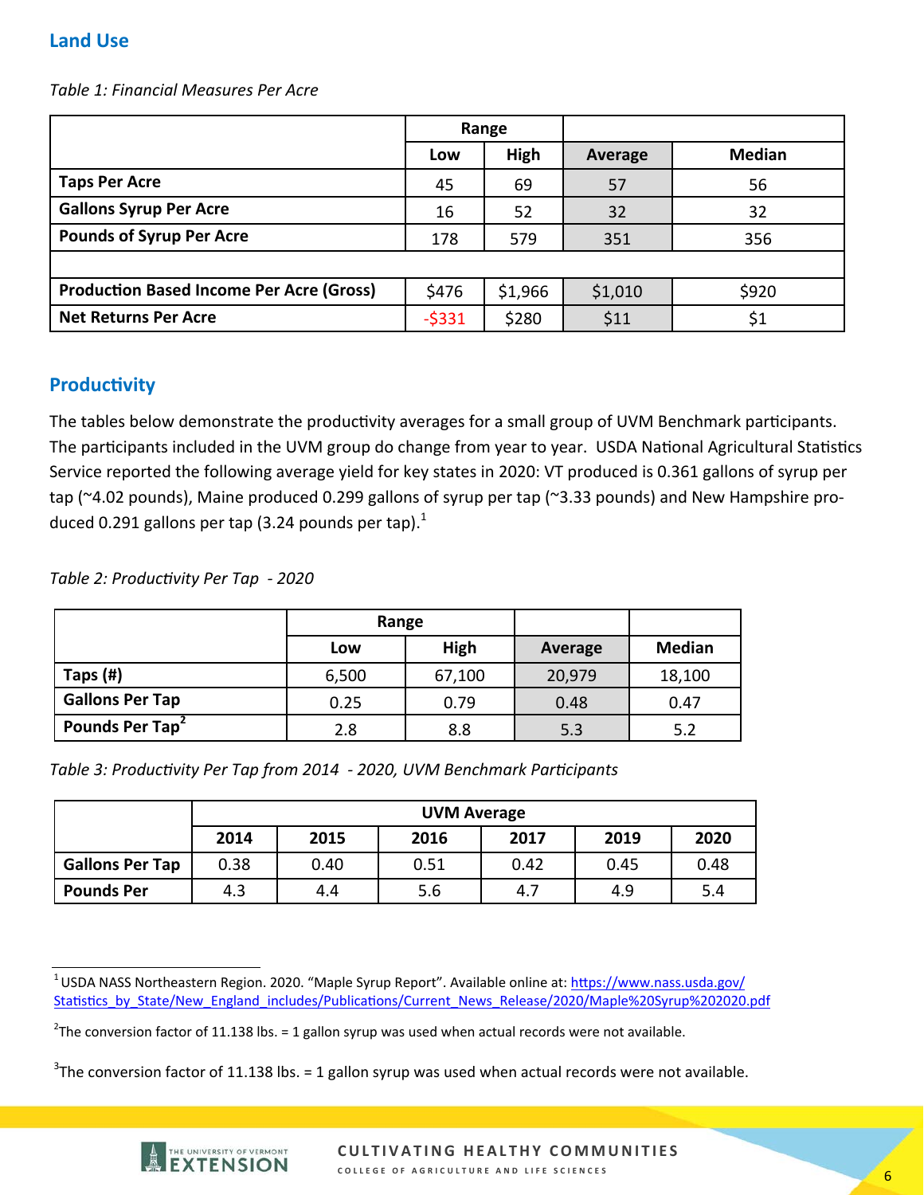## Land Use

*Table 1: Financial Measures Per Acre*

| | Range | | | |
|---|---|---|---|---|
| | Low | High | Average | Median |
| Taps Per Acre | 45 | 69 | 57 | 56 |
| Gallons Syrup Per Acre | 16 | 52 | 32 | 32 |
| Pounds of Syrup Per Acre | 178 | 579 | 351 | 356 |
| | | | | |
| Production Based Income Per Acre (Gross) | $476 | $1,966 | $1,010 | $920 |
| Net Returns Per Acre | -$331 | $280 | $11 | $1 |

## Productivity

The tables below demonstrate the productivity averages for a small group of UVM Benchmark participants. The participants included in the UVM group do change from year to year. USDA National Agricultural Statistics Service reported the following average yield for key states in 2020: VT produced is 0.361 gallons of syrup per tap (~4.02 pounds), Maine produced 0.299 gallons of syrup per tap (~3.33 pounds) and New Hampshire produced 0.291 gallons per tap (3.24 pounds per tap).[1]

*Table 2: Productivity Per Tap - 2020*

| | Range | | | |
|---|---|---|---|---|
| | Low | High | Average | Median |
| Taps (#) | 6,500 | 67,100 | 20,979 | 18,100 |
| Gallons Per Tap | 0.25 | 0.79 | 0.48 | 0.47 |
| Pounds Per Tap[2] | 2.8 | 8.8 | 5.3 | 5.2 |

*Table 3: Productivity Per Tap from 2014 - 2020, UVM Benchmark Participants*

| | UVM Average | | | | | |
|---|---|---|---|---|---|---|
| | 2014 | 2015 | 2016 | 2017 | 2019 | 2020 |
| Gallons Per Tap | 0.38 | 0.40 | 0.51 | 0.42 | 0.45 | 0.48 |
| Pounds Per | 4.3 | 4.4 | 5.6 | 4.7 | 4.9 | 5.4 |

[1] USDA NASS Northeastern Region. 2020. "Maple Syrup Report". Available online at: https://www.nass.usda.gov/Statistics_by_State/New_England_includes/Publications/Current_News_Release/2020/Maple%20Syrup%202020.pdf

[2] The conversion factor of 11.138 lbs. = 1 gallon syrup was used when actual records were not available.

[3] The conversion factor of 11.138 lbs. = 1 gallon syrup was used when actual records were not available.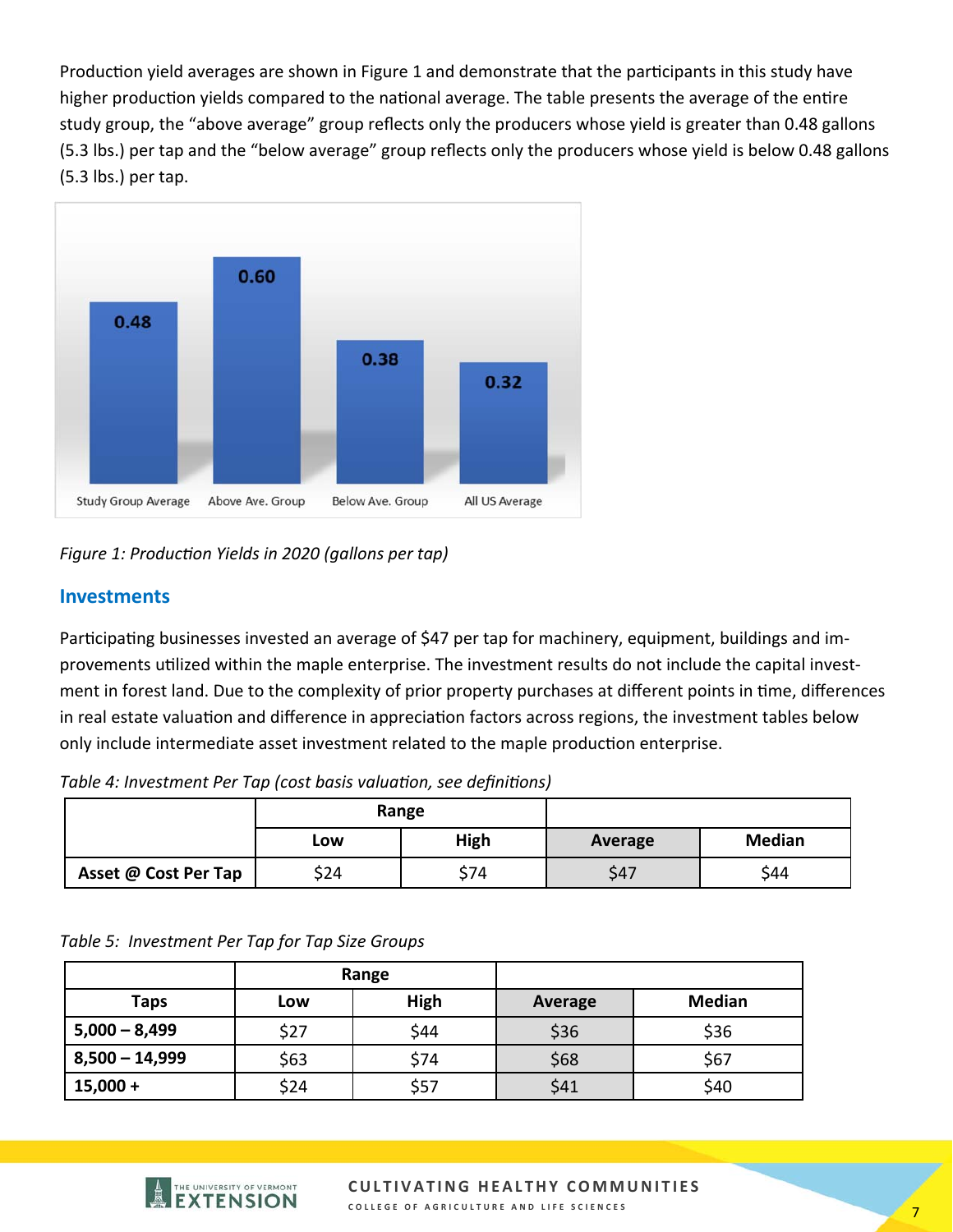Production yield averages are shown in Figure 1 and demonstrate that the participants in this study have higher production yields compared to the national average. The table presents the average of the entire study group, the "above average" group reflects only the producers whose yield is greater than 0.48 gallons (5.3 lbs.) per tap and the "below average" group reflects only the producers whose yield is below 0.48 gallons (5.3 lbs.) per tap.

| Study Group Average | Above Ave. Group | Below Ave. Group | All US Average |
|---|---|---|---|
| 0.48 | 0.60 | 0.38 | 0.32 |

*Figure 1: Production Yields in 2020 (gallons per tap)*

## Investments

Participating businesses invested an average of $47 per tap for machinery, equipment, buildings and improvements utilized within the maple enterprise. The investment results do not include the capital investment in forest land. Due to the complexity of prior property purchases at different points in time, differences in real estate valuation and difference in appreciation factors across regions, the investment tables below only include intermediate asset investment related to the maple production enterprise.

*Table 4: Investment Per Tap (cost basis valuation, see definitions)*

| | Range | | | |
|---|---|---|---|---|
| | **Low** | **High** | **Average** | **Median** |
| **Asset @ Cost Per Tap** | $24 | $74 | $47 | $44 |

*Table 5: Investment Per Tap for Tap Size Groups*

| | Range | | | |
|---|---|---|---|---|
| **Taps** | **Low** | **High** | **Average** | **Median** |
| **5,000 – 8,499** | $27 | $44 | $36 | $36 |
| **8,500 – 14,999** | $63 | $74 | $68 | $67 |
| **15,000 +** | $24 | $57 | $41 | $40 |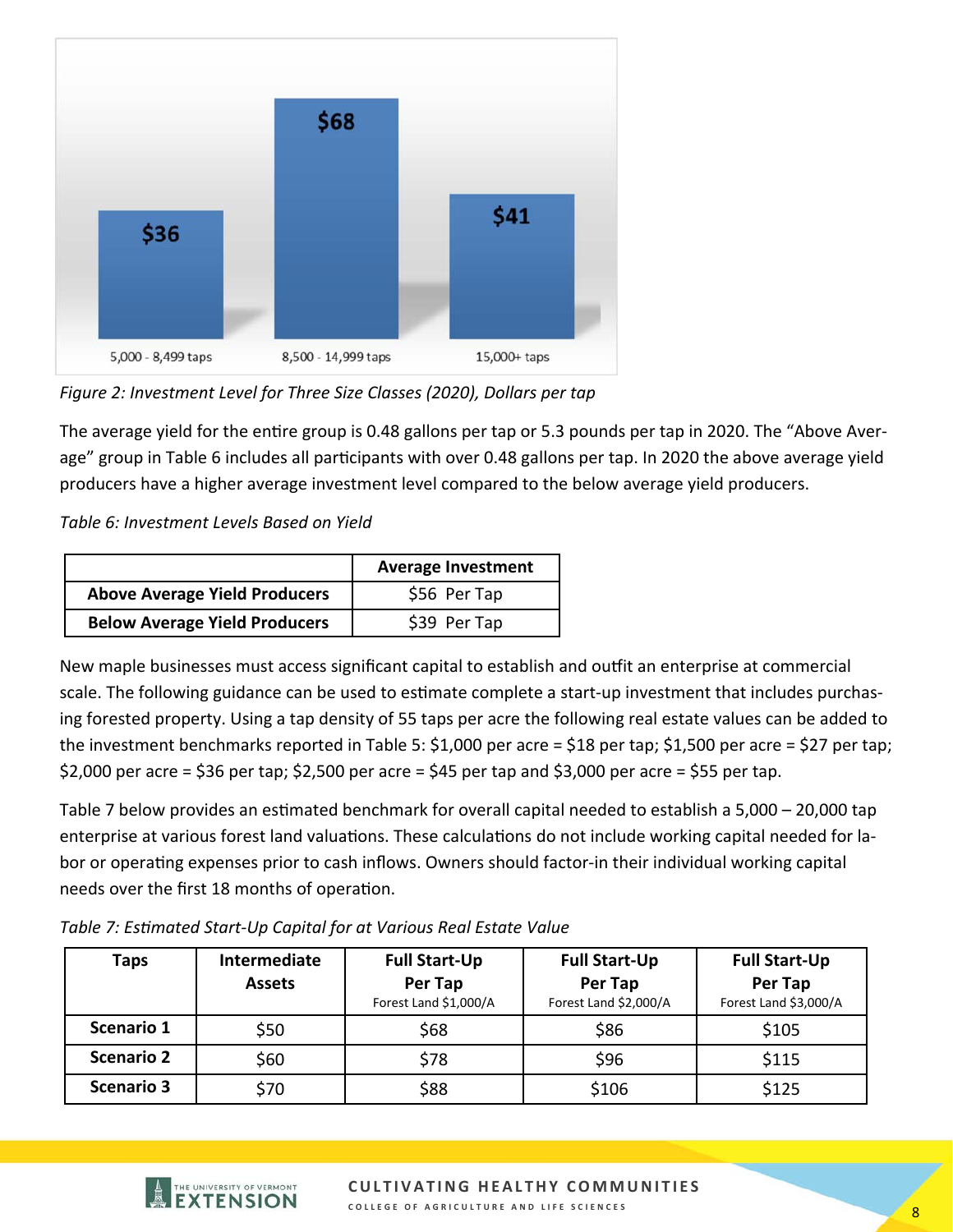*Figure 2: Investment Level for Three Size Classes (2020), Dollars per tap*

The average yield for the entire group is 0.48 gallons per tap or 5.3 pounds per tap in 2020. The “Above Average” group in Table 6 includes all participants with over 0.48 gallons per tap. In 2020 the above average yield producers have a higher average investment level compared to the below average yield producers.

*Table 6: Investment Levels Based on Yield*

| | Average Investment |
|---|---|
| **Above Average Yield Producers** | $56 Per Tap |
| **Below Average Yield Producers** | $39 Per Tap |

New maple businesses must access significant capital to establish and outfit an enterprise at commercial scale. The following guidance can be used to estimate complete a start-up investment that includes purchasing forested property. Using a tap density of 55 taps per acre the following real estate values can be added to the investment benchmarks reported in Table 5: $1,000 per acre = $18 per tap; $1,500 per acre = $27 per tap; $2,000 per acre = $36 per tap; $2,500 per acre = $45 per tap and $3,000 per acre = $55 per tap.

Table 7 below provides an estimated benchmark for overall capital needed to establish a 5,000 – 20,000 tap enterprise at various forest land valuations. These calculations do not include working capital needed for labor or operating expenses prior to cash inflows. Owners should factor-in their individual working capital needs over the first 18 months of operation.

*Table 7: Estimated Start-Up Capital for at Various Real Estate Value*

| Taps | Intermediate Assets | Full Start-Up Per Tap Forest Land $1,000/A | Full Start-Up Per Tap Forest Land $2,000/A | Full Start-Up Per Tap Forest Land $3,000/A |
|---|---|---|---|---|
| **Scenario 1** | $50 | $68 | $86 | $105 |
| **Scenario 2** | $60 | $78 | $96 | $115 |
| **Scenario 3** | $70 | $88 | $106 | $125 |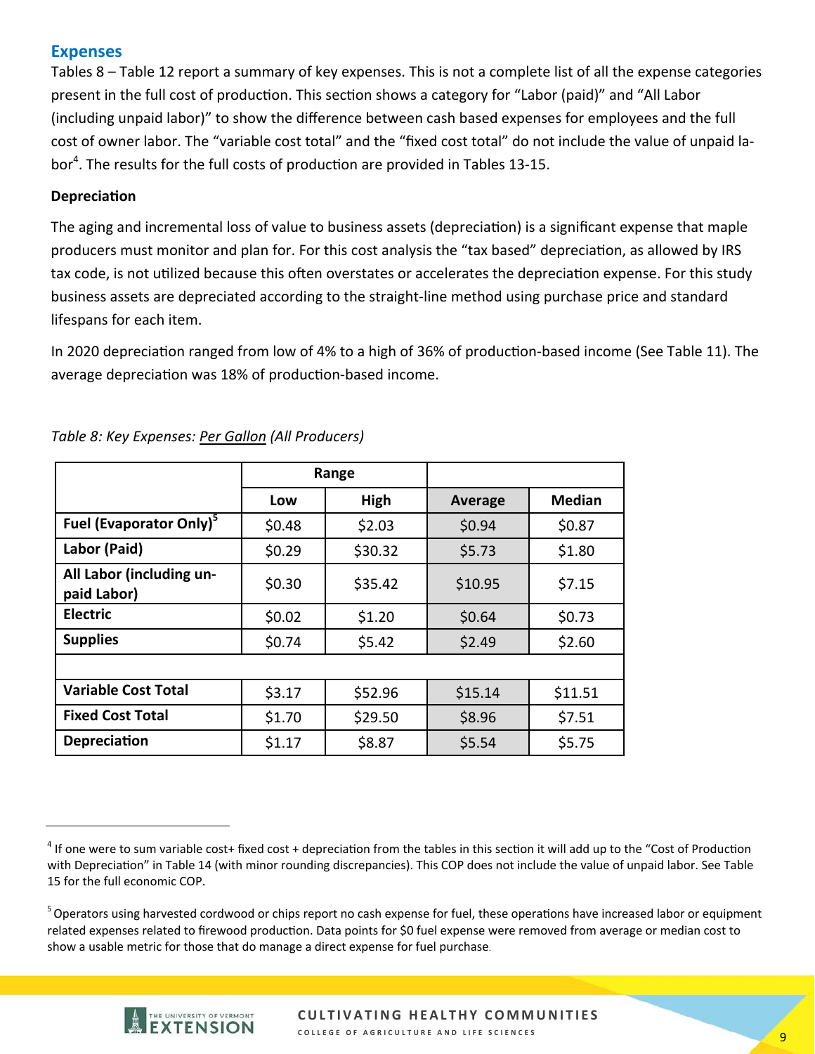## Expenses

Tables 8 – Table 12 report a summary of key expenses. This is not a complete list of all the expense categories present in the full cost of production. This section shows a category for "Labor (paid)" and "All Labor (including unpaid labor)" to show the difference between cash based expenses for employees and the full cost of owner labor. The "variable cost total" and the "fixed cost total" do not include the value of unpaid labor[4]. The results for the full costs of production are provided in Tables 13-15.

### Depreciation

The aging and incremental loss of value to business assets (depreciation) is a significant expense that maple producers must monitor and plan for. For this cost analysis the "tax based" depreciation, as allowed by IRS tax code, is not utilized because this often overstates or accelerates the depreciation expense. For this study business assets are depreciated according to the straight-line method using purchase price and standard lifespans for each item.

In 2020 depreciation ranged from low of 4% to a high of 36% of production-based income (See Table 11). The average depreciation was 18% of production-based income.

*Table 8: Key Expenses: Per Gallon (All Producers)*

| | Range | | | |
|---|---|---|---|---|
| | Low | High | Average | Median |
| **Fuel (Evaporator Only)[5]** | $0.48 | $2.03 | $0.94 | $0.87 |
| **Labor (Paid)** | $0.29 | $30.32 | $5.73 | $1.80 |
| **All Labor (including unpaid Labor)** | $0.30 | $35.42 | $10.95 | $7.15 |
| **Electric** | $0.02 | $1.20 | $0.64 | $0.73 |
| **Supplies** | $0.74 | $5.42 | $2.49 | $2.60 |
| | | | | |
| **Variable Cost Total** | $3.17 | $52.96 | $15.14 | $11.51 |
| **Fixed Cost Total** | $1.70 | $29.50 | $8.96 | $7.51 |
| **Depreciation** | $1.17 | $8.87 | $5.54 | $5.75 |

[4] If one were to sum variable cost+ fixed cost + depreciation from the tables in this section it will add up to the "Cost of Production with Depreciation" in Table 14 (with minor rounding discrepancies). This COP does not include the value of unpaid labor. See Table 15 for the full economic COP.

[5] Operators using harvested cordwood or chips report no cash expense for fuel, these operations have increased labor or equipment related expenses related to firewood production. Data points for $0 fuel expense were removed from average or median cost to show a usable metric for those that do manage a direct expense for fuel purchase.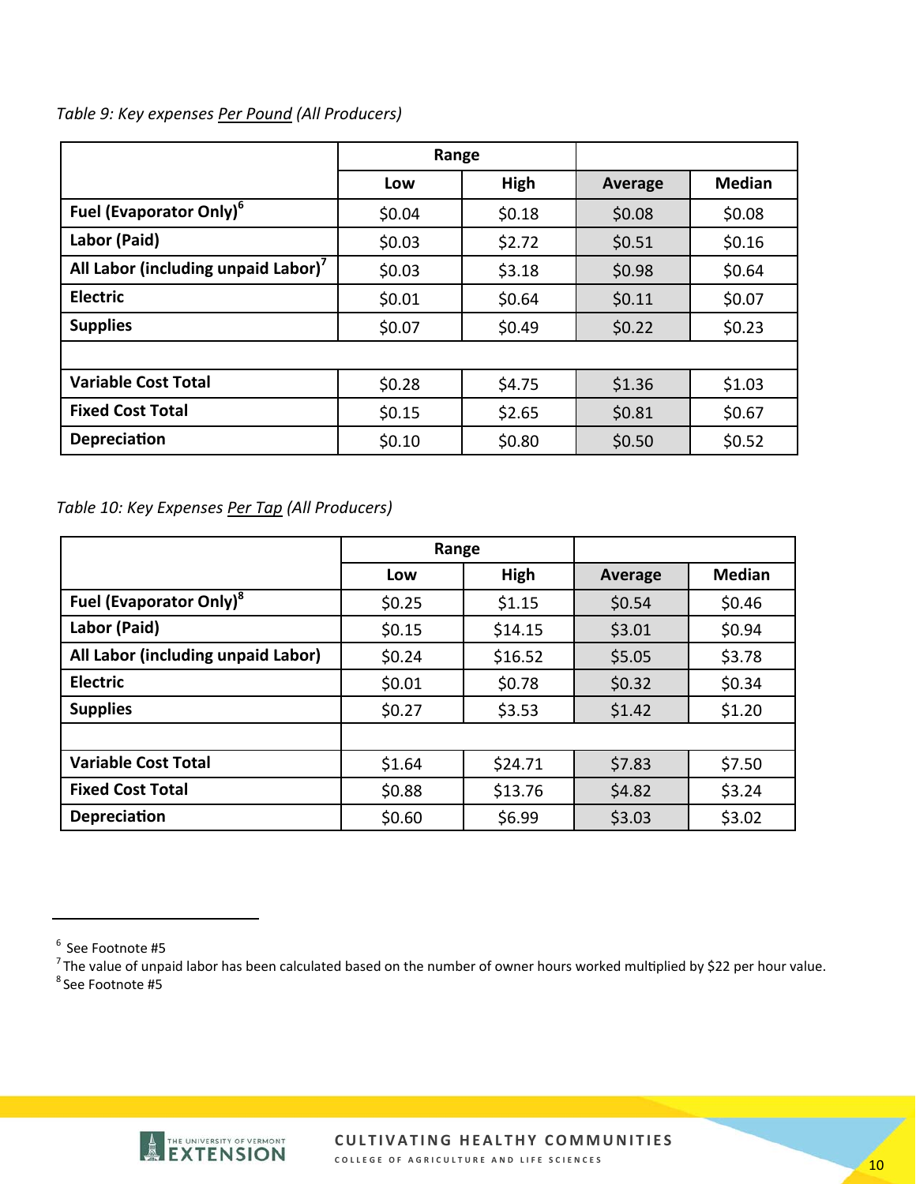*Table 9: Key expenses Per Pound (All Producers)*

| | Range | | | |
|---|---|---|---|---|
| | **Low** | **High** | **Average** | **Median** |
| **Fuel (Evaporator Only)[6]** | $0.04 | $0.18 | $0.08 | $0.08 |
| **Labor (Paid)** | $0.03 | $2.72 | $0.51 | $0.16 |
| **All Labor (including unpaid Labor)[7]** | $0.03 | $3.18 | $0.98 | $0.64 |
| **Electric** | $0.01 | $0.64 | $0.11 | $0.07 |
| **Supplies** | $0.07 | $0.49 | $0.22 | $0.23 |
| | | | | |
| **Variable Cost Total** | $0.28 | $4.75 | $1.36 | $1.03 |
| **Fixed Cost Total** | $0.15 | $2.65 | $0.81 | $0.67 |
| **Depreciation** | $0.10 | $0.80 | $0.50 | $0.52 |

*Table 10: Key Expenses Per Tap (All Producers)*

| | Range | | | |
|---|---|---|---|---|
| | **Low** | **High** | **Average** | **Median** |
| **Fuel (Evaporator Only)[8]** | $0.25 | $1.15 | $0.54 | $0.46 |
| **Labor (Paid)** | $0.15 | $14.15 | $3.01 | $0.94 |
| **All Labor (including unpaid Labor)** | $0.24 | $16.52 | $5.05 | $3.78 |
| **Electric** | $0.01 | $0.78 | $0.32 | $0.34 |
| **Supplies** | $0.27 | $3.53 | $1.42 | $1.20 |
| | | | | |
| **Variable Cost Total** | $1.64 | $24.71 | $7.83 | $7.50 |
| **Fixed Cost Total** | $0.88 | $13.76 | $4.82 | $3.24 |
| **Depreciation** | $0.60 | $6.99 | $3.03 | $3.02 |

[6] See Footnote #5

[7] The value of unpaid labor has been calculated based on the number of owner hours worked multiplied by $22 per hour value.

[8] See Footnote #5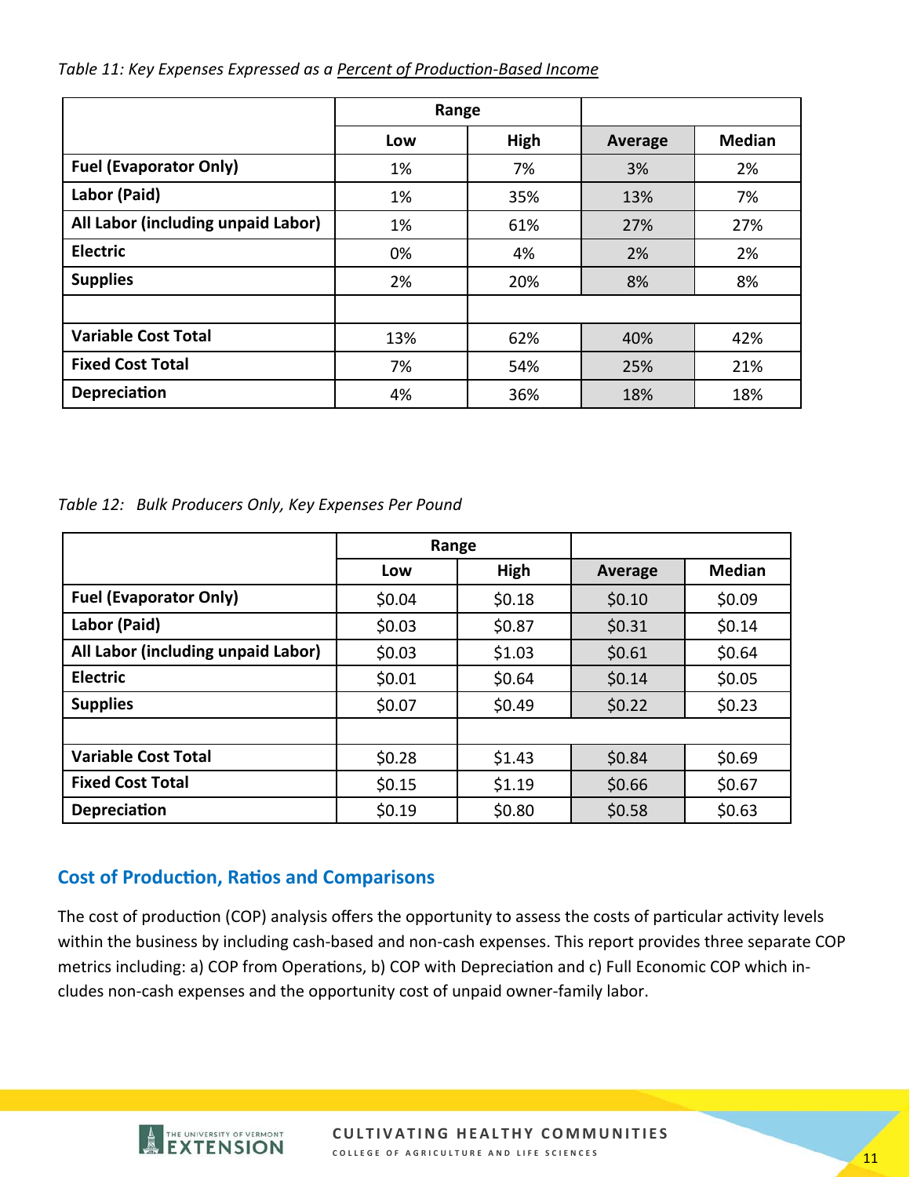*Table 11: Key Expenses Expressed as a Percent of Production-Based Income*

| | Range | | | |
|---|---|---|---|---|
| | Low | High | Average | Median |
| **Fuel (Evaporator Only)** | 1% | 7% | 3% | 2% |
| **Labor (Paid)** | 1% | 35% | 13% | 7% |
| **All Labor (including unpaid Labor)** | 1% | 61% | 27% | 27% |
| **Electric** | 0% | 4% | 2% | 2% |
| **Supplies** | 2% | 20% | 8% | 8% |
| | | | | |
| **Variable Cost Total** | 13% | 62% | 40% | 42% |
| **Fixed Cost Total** | 7% | 54% | 25% | 21% |
| **Depreciation** | 4% | 36% | 18% | 18% |

*Table 12: Bulk Producers Only, Key Expenses Per Pound*

| | Range | | | |
|---|---|---|---|---|
| | Low | High | Average | Median |
| **Fuel (Evaporator Only)** | $0.04 | $0.18 | $0.10 | $0.09 |
| **Labor (Paid)** | $0.03 | $0.87 | $0.31 | $0.14 |
| **All Labor (including unpaid Labor)** | $0.03 | $1.03 | $0.61 | $0.64 |
| **Electric** | $0.01 | $0.64 | $0.14 | $0.05 |
| **Supplies** | $0.07 | $0.49 | $0.22 | $0.23 |
| | | | | |
| **Variable Cost Total** | $0.28 | $1.43 | $0.84 | $0.69 |
| **Fixed Cost Total** | $0.15 | $1.19 | $0.66 | $0.67 |
| **Depreciation** | $0.19 | $0.80 | $0.58 | $0.63 |

## Cost of Production, Ratios and Comparisons

The cost of production (COP) analysis offers the opportunity to assess the costs of particular activity levels within the business by including cash-based and non-cash expenses. This report provides three separate COP metrics including: a) COP from Operations, b) COP with Depreciation and c) Full Economic COP which includes non-cash expenses and the opportunity cost of unpaid owner-family labor.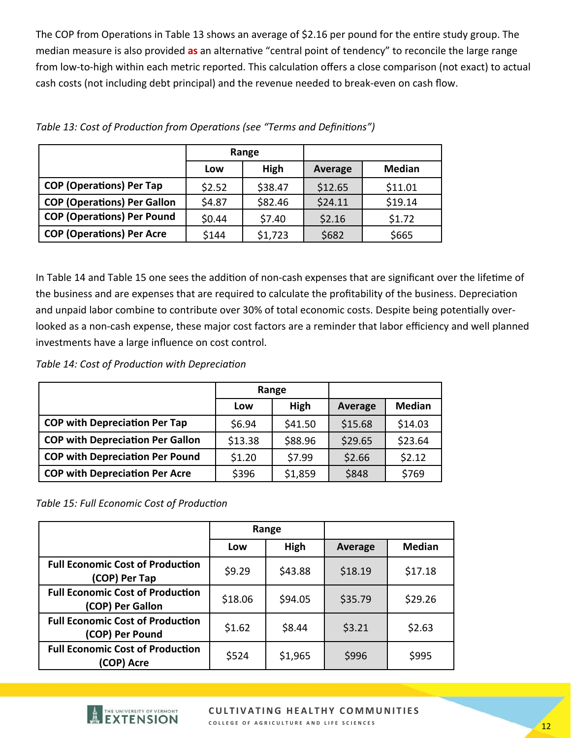The COP from Operations in Table 13 shows an average of $2.16 per pound for the entire study group. The median measure is also provided **as** an alternative "central point of tendency" to reconcile the large range from low-to-high within each metric reported. This calculation offers a close comparison (not exact) to actual cash costs (not including debt principal) and the revenue needed to break-even on cash flow.

*Table 13: Cost of Production from Operations (see "Terms and Definitions")*

| | Range | | | |
|---|---|---|---|---|
| | **Low** | **High** | **Average** | **Median** |
| **COP (Operations) Per Tap** | $2.52 | $38.47 | $12.65 | $11.01 |
| **COP (Operations) Per Gallon** | $4.87 | $82.46 | $24.11 | $19.14 |
| **COP (Operations) Per Pound** | $0.44 | $7.40 | $2.16 | $1.72 |
| **COP (Operations) Per Acre** | $144 | $1,723 | $682 | $665 |

In Table 14 and Table 15 one sees the addition of non-cash expenses that are significant over the lifetime of the business and are expenses that are required to calculate the profitability of the business. Depreciation and unpaid labor combine to contribute over 30% of total economic costs. Despite being potentially over-looked as a non-cash expense, these major cost factors are a reminder that labor efficiency and well planned investments have a large influence on cost control.

*Table 14: Cost of Production with Depreciation*

| | Range | | | |
|---|---|---|---|---|
| | **Low** | **High** | **Average** | **Median** |
| **COP with Depreciation Per Tap** | $6.94 | $41.50 | $15.68 | $14.03 |
| **COP with Depreciation Per Gallon** | $13.38 | $88.96 | $29.65 | $23.64 |
| **COP with Depreciation Per Pound** | $1.20 | $7.99 | $2.66 | $2.12 |
| **COP with Depreciation Per Acre** | $396 | $1,859 | $848 | $769 |

*Table 15: Full Economic Cost of Production*

| | Range | | | |
|---|---|---|---|---|
| | **Low** | **High** | **Average** | **Median** |
| **Full Economic Cost of Production (COP) Per Tap** | $9.29 | $43.88 | $18.19 | $17.18 |
| **Full Economic Cost of Production (COP) Per Gallon** | $18.06 | $94.05 | $35.79 | $29.26 |
| **Full Economic Cost of Production (COP) Per Pound** | $1.62 | $8.44 | $3.21 | $2.63 |
| **Full Economic Cost of Production (COP) Acre** | $524 | $1,965 | $996 | $995 |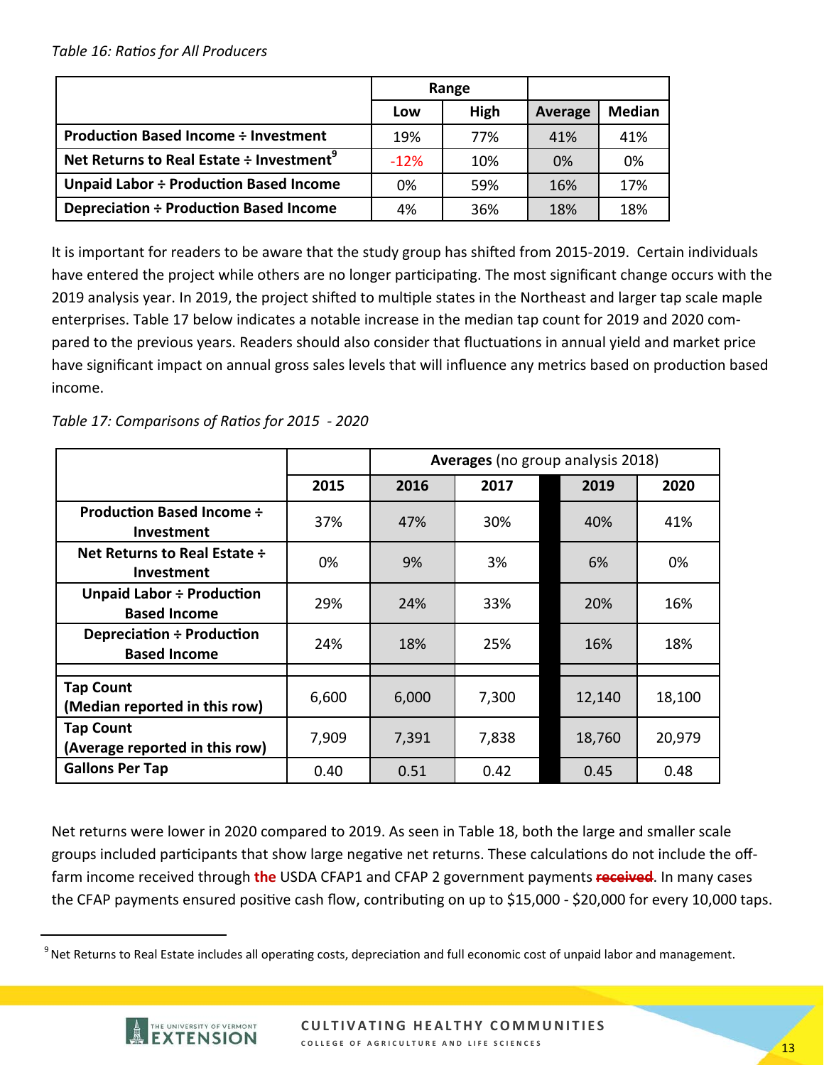*Table 16: Ratios for All Producers*

| | Range | | | |
|---|---|---|---|---|
| | Low | High | Average | Median |
| **Production Based Income ÷ Investment** | 19% | 77% | 41% | 41% |
| **Net Returns to Real Estate ÷ Investment**[9] | -12% | 10% | 0% | 0% |
| **Unpaid Labor ÷ Production Based Income** | 0% | 59% | 16% | 17% |
| **Depreciation ÷ Production Based Income** | 4% | 36% | 18% | 18% |

It is important for readers to be aware that the study group has shifted from 2015-2019. Certain individuals have entered the project while others are no longer participating. The most significant change occurs with the 2019 analysis year. In 2019, the project shifted to multiple states in the Northeast and larger tap scale maple enterprises. Table 17 below indicates a notable increase in the median tap count for 2019 and 2020 compared to the previous years. Readers should also consider that fluctuations in annual yield and market price have significant impact on annual gross sales levels that will influence any metrics based on production based income.

*Table 17: Comparisons of Ratios for 2015 - 2020*

| | | **Averages** (no group analysis 2018) | | | |
|---|---|---|---|---|---|
| | **2015** | **2016** | **2017** | **2019** | **2020** |
| **Production Based Income ÷ Investment** | 37% | 47% | 30% | 40% | 41% |
| **Net Returns to Real Estate ÷ Investment** | 0% | 9% | 3% | 6% | 0% |
| **Unpaid Labor ÷ Production Based Income** | 29% | 24% | 33% | 20% | 16% |
| **Depreciation ÷ Production Based Income** | 24% | 18% | 25% | 16% | 18% |
| | | | | | |
| **Tap Count (Median reported in this row)** | 6,600 | 6,000 | 7,300 | 12,140 | 18,100 |
| **Tap Count (Average reported in this row)** | 7,909 | 7,391 | 7,838 | 18,760 | 20,979 |
| **Gallons Per Tap** | 0.40 | 0.51 | 0.42 | 0.45 | 0.48 |

Net returns were lower in 2020 compared to 2019. As seen in Table 18, both the large and smaller scale groups included participants that show large negative net returns. These calculations do not include the off-farm income received through **the** USDA CFAP1 and CFAP 2 government payments ~~**received**~~. In many cases the CFAP payments ensured positive cash flow, contributing on up to $15,000 - $20,000 for every 10,000 taps.

[9] Net Returns to Real Estate includes all operating costs, depreciation and full economic cost of unpaid labor and management.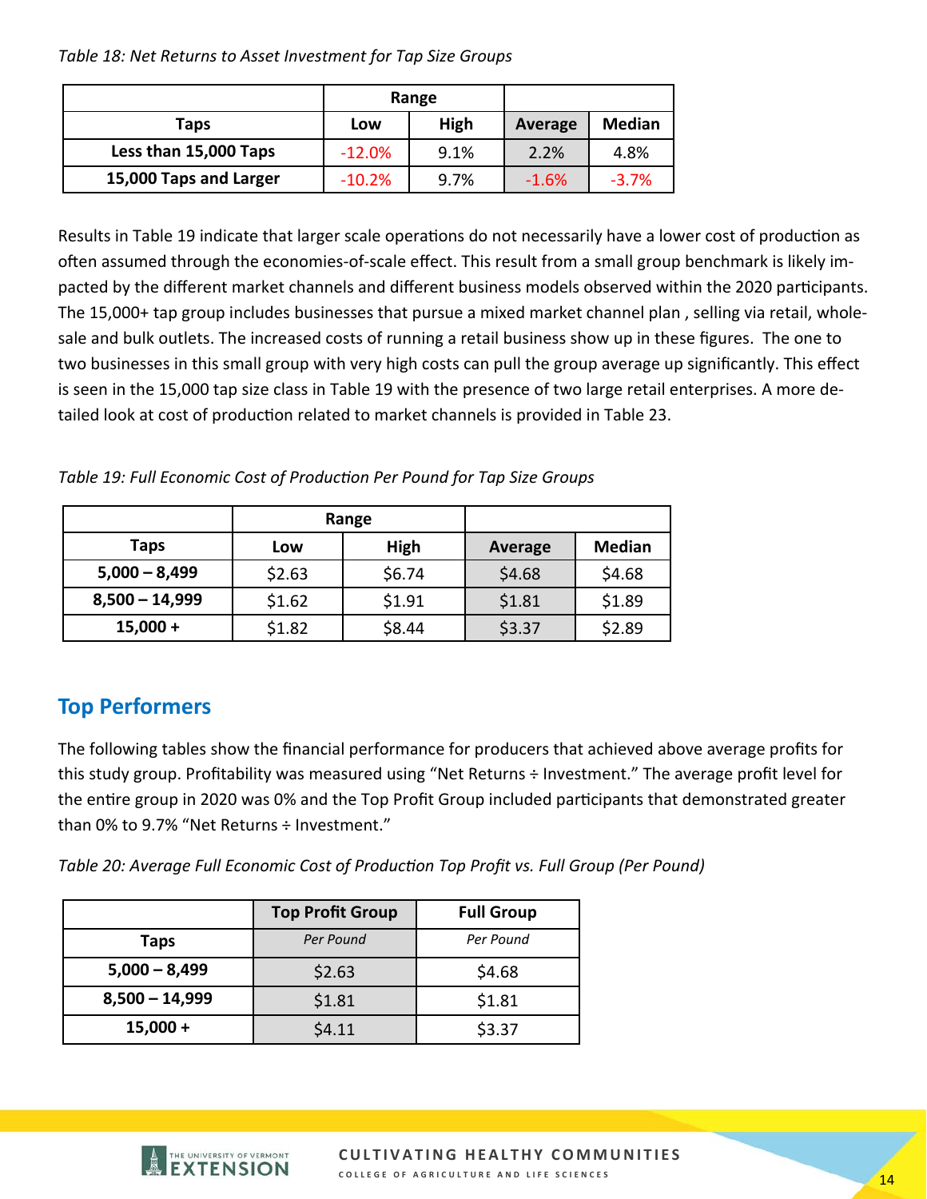*Table 18: Net Returns to Asset Investment for Tap Size Groups*

| | Range | | | |
|---|---|---|---|---|
| Taps | Low | High | Average | Median |
| Less than 15,000 Taps | -12.0% | 9.1% | 2.2% | 4.8% |
| 15,000 Taps and Larger | -10.2% | 9.7% | -1.6% | -3.7% |

Results in Table 19 indicate that larger scale operations do not necessarily have a lower cost of production as often assumed through the economies-of-scale effect. This result from a small group benchmark is likely impacted by the different market channels and different business models observed within the 2020 participants. The 15,000+ tap group includes businesses that pursue a mixed market channel plan , selling via retail, wholesale and bulk outlets. The increased costs of running a retail business show up in these figures. The one to two businesses in this small group with very high costs can pull the group average up significantly. This effect is seen in the 15,000 tap size class in Table 19 with the presence of two large retail enterprises. A more detailed look at cost of production related to market channels is provided in Table 23.

*Table 19: Full Economic Cost of Production Per Pound for Tap Size Groups*

| | Range | | | |
|---|---|---|---|---|
| Taps | Low | High | Average | Median |
| 5,000 – 8,499 | $2.63 | $6.74 | $4.68 | $4.68 |
| 8,500 – 14,999 | $1.62 | $1.91 | $1.81 | $1.89 |
| 15,000 + | $1.82 | $8.44 | $3.37 | $2.89 |

## Top Performers

The following tables show the financial performance for producers that achieved above average profits for this study group. Profitability was measured using "Net Returns ÷ Investment." The average profit level for the entire group in 2020 was 0% and the Top Profit Group included participants that demonstrated greater than 0% to 9.7% "Net Returns ÷ Investment."

*Table 20: Average Full Economic Cost of Production Top Profit vs. Full Group (Per Pound)*

| | Top Profit Group | Full Group |
|---|---|---|
| Taps | *Per Pound* | *Per Pound* |
| 5,000 – 8,499 | $2.63 | $4.68 |
| 8,500 – 14,999 | $1.81 | $1.81 |
| 15,000 + | $4.11 | $3.37 |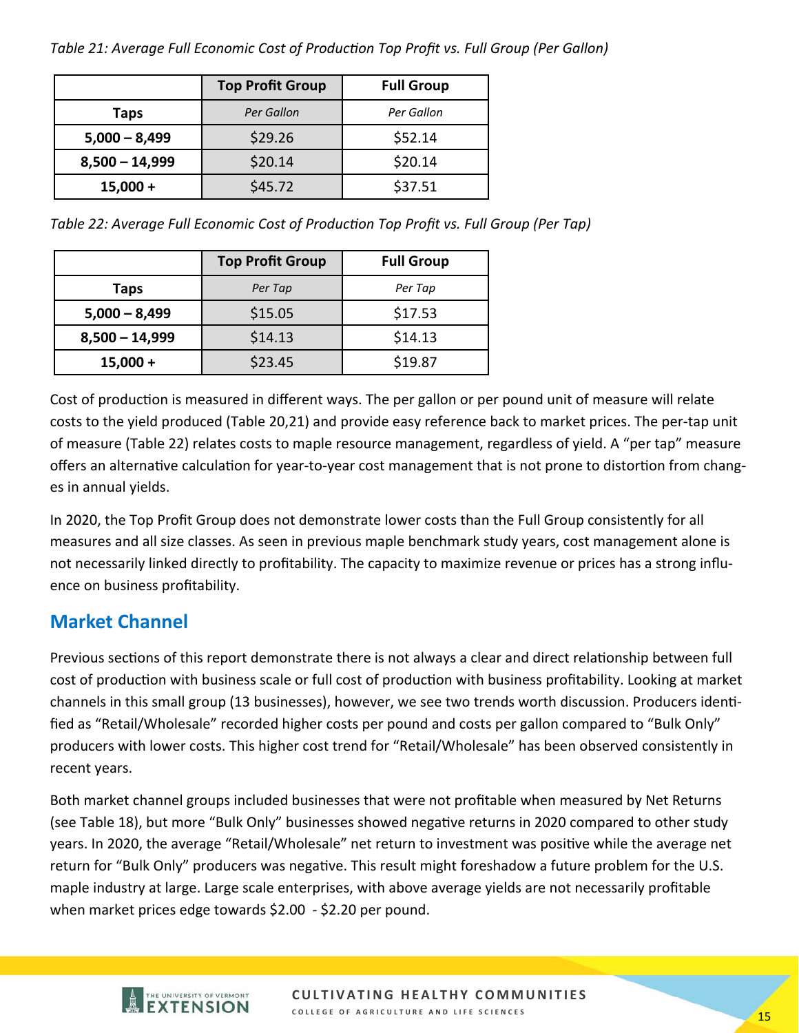*Table 21: Average Full Economic Cost of Production Top Profit vs. Full Group (Per Gallon)*

| | Top Profit Group | Full Group |
|---|---|---|
| **Taps** | *Per Gallon* | *Per Gallon* |
| **5,000 – 8,499** | $29.26 | $52.14 |
| **8,500 – 14,999** | $20.14 | $20.14 |
| **15,000 +** | $45.72 | $37.51 |

*Table 22: Average Full Economic Cost of Production Top Profit vs. Full Group (Per Tap)*

| | Top Profit Group | Full Group |
|---|---|---|
| **Taps** | *Per Tap* | *Per Tap* |
| **5,000 – 8,499** | $15.05 | $17.53 |
| **8,500 – 14,999** | $14.13 | $14.13 |
| **15,000 +** | $23.45 | $19.87 |

Cost of production is measured in different ways. The per gallon or per pound unit of measure will relate costs to the yield produced (Table 20,21) and provide easy reference back to market prices. The per-tap unit of measure (Table 22) relates costs to maple resource management, regardless of yield. A "per tap" measure offers an alternative calculation for year-to-year cost management that is not prone to distortion from changes in annual yields.

In 2020, the Top Profit Group does not demonstrate lower costs than the Full Group consistently for all measures and all size classes. As seen in previous maple benchmark study years, cost management alone is not necessarily linked directly to profitability. The capacity to maximize revenue or prices has a strong influence on business profitability.

## Market Channel

Previous sections of this report demonstrate there is not always a clear and direct relationship between full cost of production with business scale or full cost of production with business profitability. Looking at market channels in this small group (13 businesses), however, we see two trends worth discussion. Producers identified as "Retail/Wholesale" recorded higher costs per pound and costs per gallon compared to "Bulk Only" producers with lower costs. This higher cost trend for "Retail/Wholesale" has been observed consistently in recent years.

Both market channel groups included businesses that were not profitable when measured by Net Returns (see Table 18), but more "Bulk Only" businesses showed negative returns in 2020 compared to other study years. In 2020, the average "Retail/Wholesale" net return to investment was positive while the average net return for "Bulk Only" producers was negative. This result might foreshadow a future problem for the U.S. maple industry at large. Large scale enterprises, with above average yields are not necessarily profitable when market prices edge towards $2.00 - $2.20 per pound.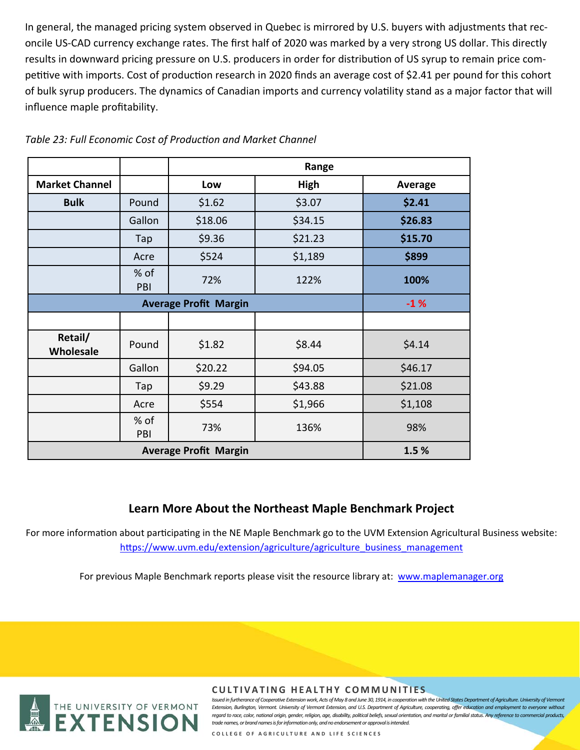In general, the managed pricing system observed in Quebec is mirrored by U.S. buyers with adjustments that reconcile US-CAD currency exchange rates. The first half of 2020 was marked by a very strong US dollar. This directly results in downward pricing pressure on U.S. producers in order for distribution of US syrup to remain price competitive with imports. Cost of production research in 2020 finds an average cost of $2.41 per pound for this cohort of bulk syrup producers. The dynamics of Canadian imports and currency volatility stand as a major factor that will influence maple profitability.

*Table 23: Full Economic Cost of Production and Market Channel*

| | | Range | | |
|---|---|---|---|---|
| **Market Channel** | | **Low** | **High** | **Average** |
| **Bulk** | Pound | $1.62 | $3.07 | **$2.41** |
| | Gallon | $18.06 | $34.15 | **$26.83** |
| | Tap | $9.36 | $21.23 | **$15.70** |
| | Acre | $524 | $1,189 | **$899** |
| | % of PBI | 72% | 122% | **100%** |
| **Average Profit Margin** | | | | **-1 %** |
| | | | | |
| **Retail/ Wholesale** | Pound | $1.82 | $8.44 | $4.14 |
| | Gallon | $20.22 | $94.05 | $46.17 |
| | Tap | $9.29 | $43.88 | $21.08 |
| | Acre | $554 | $1,966 | $1,108 |
| | % of PBI | 73% | 136% | 98% |
| **Average Profit Margin** | | | | **1.5 %** |

## Learn More About the Northeast Maple Benchmark Project

For more information about participating in the NE Maple Benchmark go to the UVM Extension Agricultural Business website: https://www.uvm.edu/extension/agriculture/agriculture_business_management

For previous Maple Benchmark reports please visit the resource library at: www.maplemanager.org

THE UNIVERSITY OF VERMONT EXTENSION

CULTIVATING HEALTHY COMMUNITIES

*Issued in furtherance of Cooperative Extension work, Acts of May 8 and June 30, 1914, in cooperation with the United States Department of Agriculture. University of Vermont Extension, Burlington, Vermont. University of Vermont Extension, and U.S. Department of Agriculture, cooperating, offer education and employment to everyone without regard to race, color, national origin, gender, religion, age, disability, political beliefs, sexual orientation, and marital or familial status. Any reference to commercial products, trade names, or brand names is for information only, and no endorsement or approval is intended.*

COLLEGE OF AGRICULTURE AND LIFE SCIENCES